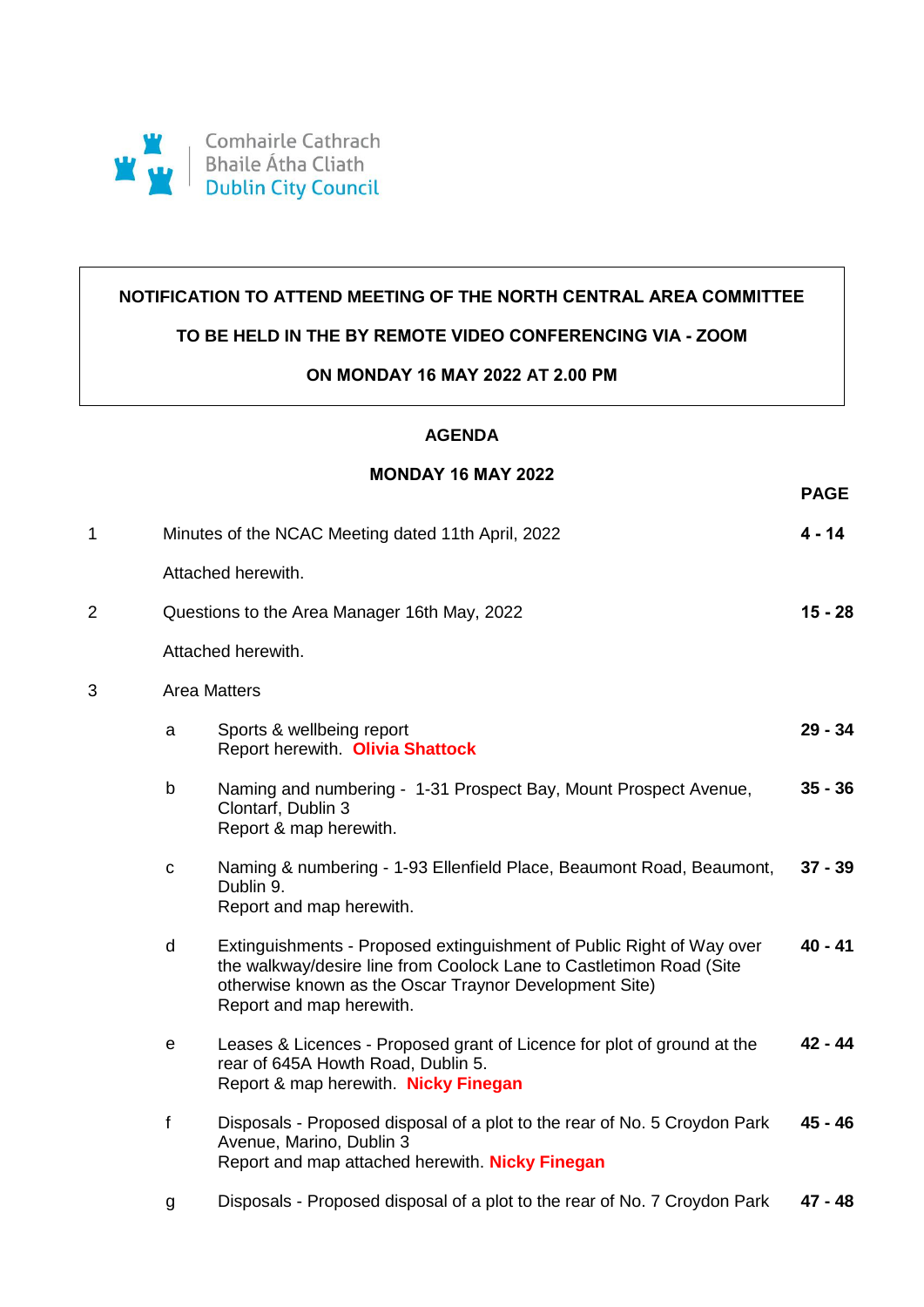Comhairle Cathrach
Bhaile Átha Cliath
Dublin City Council

**NOTIFICATION TO ATTEND MEETING OF THE NORTH CENTRAL AREA COMMITTEE**

**TO BE HELD IN THE BY REMOTE VIDEO CONFERENCING VIA - ZOOM**

**ON MONDAY 16 MAY 2022 AT 2.00 PM**

## AGENDA

**MONDAY 16 MAY 2022**

| | | | **PAGE** |
|---|---|---|---|
| 1 | Minutes of the NCAC Meeting dated 11th April, 2022<br>Attached herewith. | | **4 - 14** |
| 2 | Questions to the Area Manager 16th May, 2022<br>Attached herewith. | | **15 - 28** |
| 3 | Area Matters | | |
| | a | Sports & wellbeing report<br>Report herewith. **Olivia Shattock** | **29 - 34** |
| | b | Naming and numbering - 1-31 Prospect Bay, Mount Prospect Avenue, Clontarf, Dublin 3<br>Report & map herewith. | **35 - 36** |
| | c | Naming & numbering - 1-93 Ellenfield Place, Beaumont Road, Beaumont, Dublin 9.<br>Report and map herewith. | **37 - 39** |
| | d | Extinguishments - Proposed extinguishment of Public Right of Way over the walkway/desire line from Coolock Lane to Castletimon Road (Site otherwise known as the Oscar Traynor Development Site)<br>Report and map herewith. | **40 - 41** |
| | e | Leases & Licences - Proposed grant of Licence for plot of ground at the rear of 645A Howth Road, Dublin 5.<br>Report & map herewith. **Nicky Finegan** | **42 - 44** |
| | f | Disposals - Proposed disposal of a plot to the rear of No. 5 Croydon Park Avenue, Marino, Dublin 3<br>Report and map attached herewith. **Nicky Finegan** | **45 - 46** |
| | g | Disposals - Proposed disposal of a plot to the rear of No. 7 Croydon Park | **47 - 48** |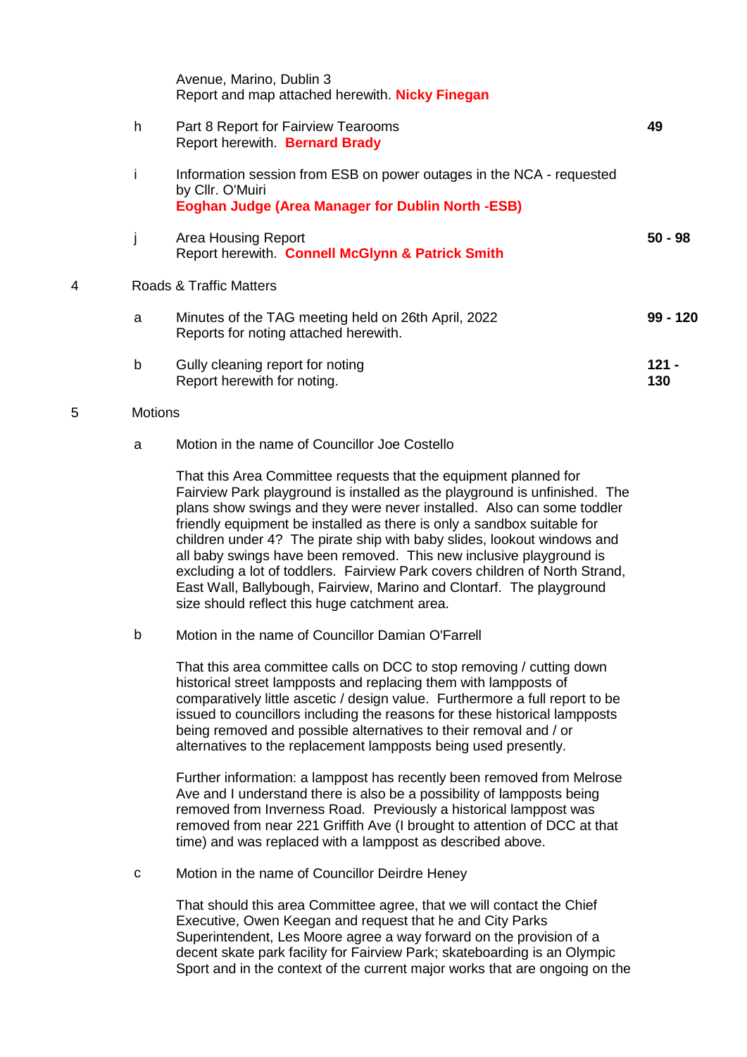Avenue, Marino, Dublin 3
Report and map attached herewith. **Nicky Finegan**

| | | | |
|---|---|---|---|
| | h | Part 8 Report for Fairview Tearooms<br>Report herewith. **Bernard Brady** | **49** |
| | i | Information session from ESB on power outages in the NCA - requested by Cllr. O'Muiri<br>**Eoghan Judge (Area Manager for Dublin North -ESB)** | |
| | j | Area Housing Report<br>Report herewith. **Connell McGlynn & Patrick Smith** | **50 - 98** |
| 4 | | Roads & Traffic Matters | |
| | a | Minutes of the TAG meeting held on 26th April, 2022<br>Reports for noting attached herewith. | **99 - 120** |
| | b | Gully cleaning report for noting<br>Report herewith for noting. | **121 - 130** |

5 Motions

a Motion in the name of Councillor Joe Costello

That this Area Committee requests that the equipment planned for Fairview Park playground is installed as the playground is unfinished. The plans show swings and they were never installed. Also can some toddler friendly equipment be installed as there is only a sandbox suitable for children under 4? The pirate ship with baby slides, lookout windows and all baby swings have been removed. This new inclusive playground is excluding a lot of toddlers. Fairview Park covers children of North Strand, East Wall, Ballybough, Fairview, Marino and Clontarf. The playground size should reflect this huge catchment area.

b Motion in the name of Councillor Damian O'Farrell

That this area committee calls on DCC to stop removing / cutting down historical street lampposts and replacing them with lampposts of comparatively little ascetic / design value. Furthermore a full report to be issued to councillors including the reasons for these historical lampposts being removed and possible alternatives to their removal and / or alternatives to the replacement lampposts being used presently.

Further information: a lamppost has recently been removed from Melrose Ave and I understand there is also be a possibility of lampposts being removed from Inverness Road. Previously a historical lamppost was removed from near 221 Griffith Ave (I brought to attention of DCC at that time) and was replaced with a lamppost as described above.

c Motion in the name of Councillor Deirdre Heney

That should this area Committee agree, that we will contact the Chief Executive, Owen Keegan and request that he and City Parks Superintendent, Les Moore agree a way forward on the provision of a decent skate park facility for Fairview Park; skateboarding is an Olympic Sport and in the context of the current major works that are ongoing on the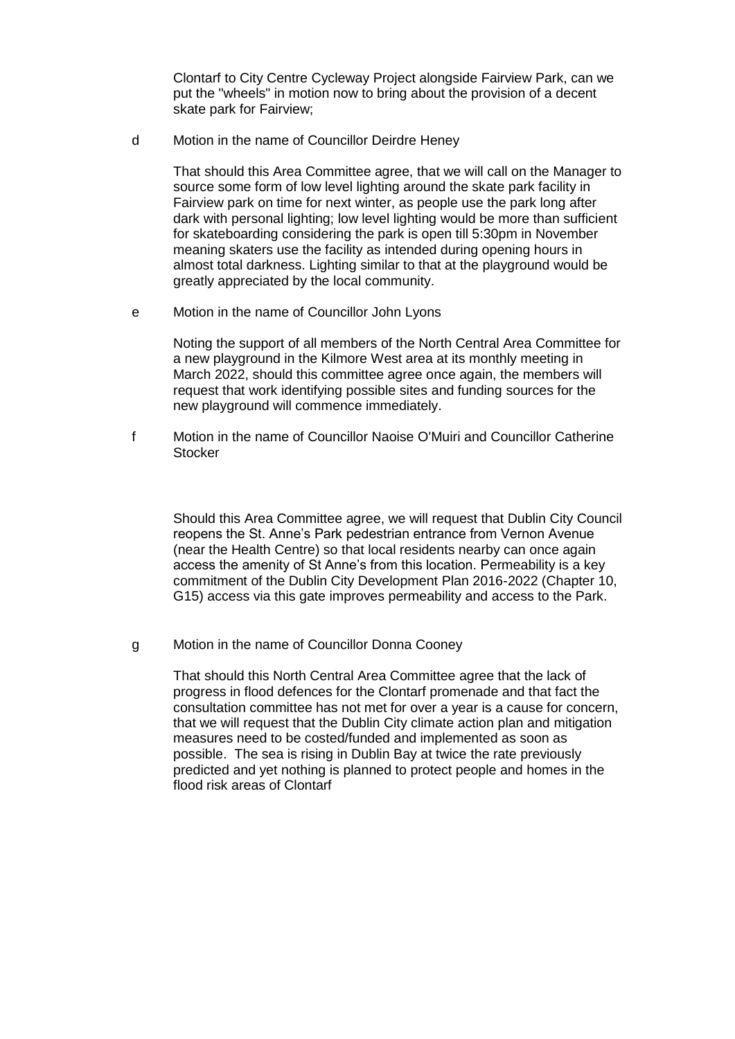Clontarf to City Centre Cycleway Project alongside Fairview Park, can we put the "wheels" in motion now to bring about the provision of a decent skate park for Fairview;

d Motion in the name of Councillor Deirdre Heney

That should this Area Committee agree, that we will call on the Manager to source some form of low level lighting around the skate park facility in Fairview park on time for next winter, as people use the park long after dark with personal lighting; low level lighting would be more than sufficient for skateboarding considering the park is open till 5:30pm in November meaning skaters use the facility as intended during opening hours in almost total darkness. Lighting similar to that at the playground would be greatly appreciated by the local community.

e Motion in the name of Councillor John Lyons

Noting the support of all members of the North Central Area Committee for a new playground in the Kilmore West area at its monthly meeting in March 2022, should this committee agree once again, the members will request that work identifying possible sites and funding sources for the new playground will commence immediately.

f Motion in the name of Councillor Naoise O'Muiri and Councillor Catherine Stocker

Should this Area Committee agree, we will request that Dublin City Council reopens the St. Anne's Park pedestrian entrance from Vernon Avenue (near the Health Centre) so that local residents nearby can once again access the amenity of St Anne's from this location. Permeability is a key commitment of the Dublin City Development Plan 2016-2022 (Chapter 10, G15) access via this gate improves permeability and access to the Park.

g Motion in the name of Councillor Donna Cooney

That should this North Central Area Committee agree that the lack of progress in flood defences for the Clontarf promenade and that fact the consultation committee has not met for over a year is a cause for concern, that we will request that the Dublin City climate action plan and mitigation measures need to be costed/funded and implemented as soon as possible. The sea is rising in Dublin Bay at twice the rate previously predicted and yet nothing is planned to protect people and homes in the flood risk areas of Clontarf